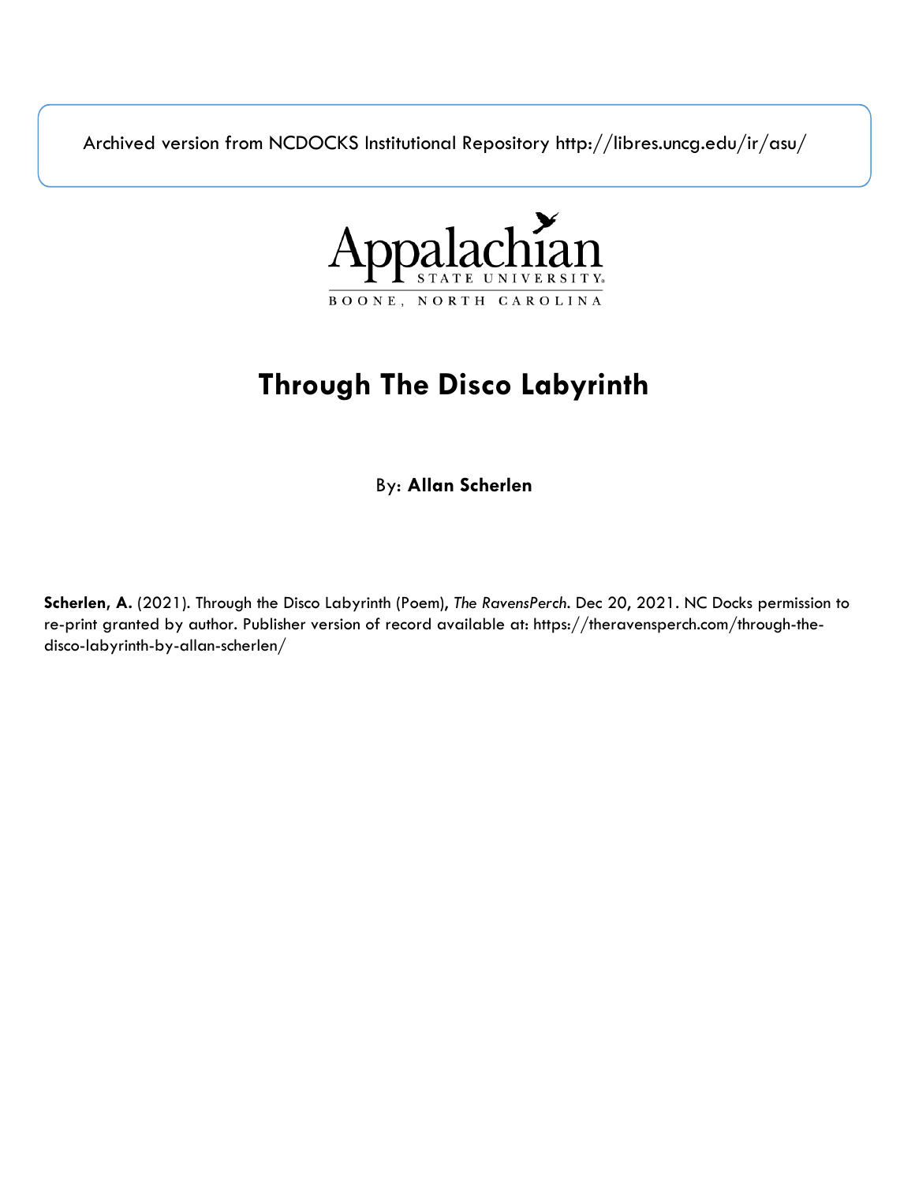Archived version from NCDOCKS Institutional Repository http://libres.uncg.edu/ir/asu/

Appalachian
STATE UNIVERSITY
BOONE, NORTH CAROLINA

# Through The Disco Labyrinth

By: **Allan Scherlen**

**Scherlen, A.** (2021). Through the Disco Labyrinth (Poem), *The RavensPerch*. Dec 20, 2021. NC Docks permission to re-print granted by author. Publisher version of record available at: https://theravensperch.com/through-the-disco-labyrinth-by-allan-scherlen/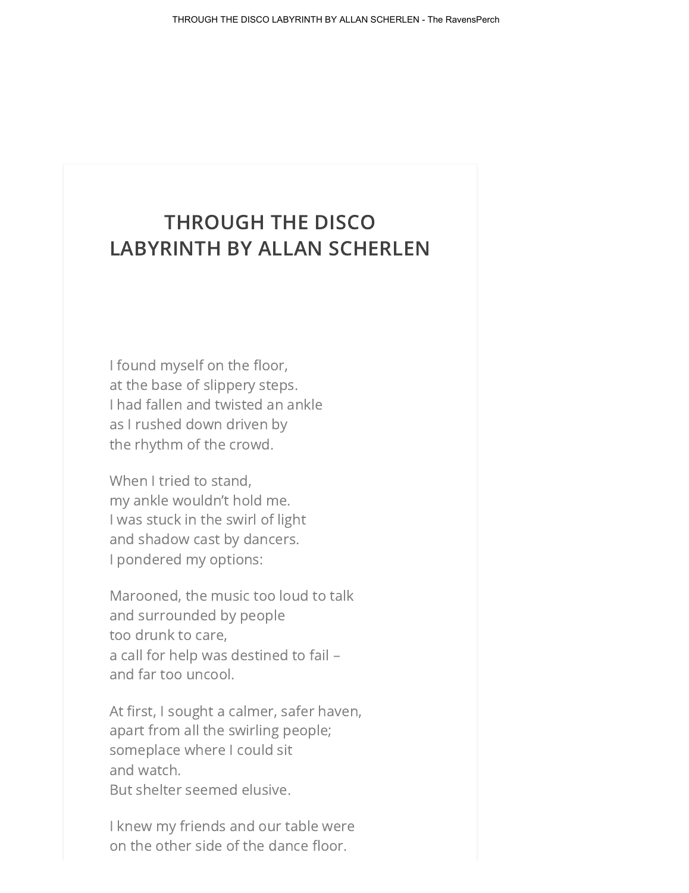# THROUGH THE DISCO LABYRINTH BY ALLAN SCHERLEN

I found myself on the floor,  
at the base of slippery steps.  
I had fallen and twisted an ankle  
as I rushed down driven by  
the rhythm of the crowd.

When I tried to stand,  
my ankle wouldn't hold me.  
I was stuck in the swirl of light  
and shadow cast by dancers.  
I pondered my options:

Marooned, the music too loud to talk  
and surrounded by people  
too drunk to care,  
a call for help was destined to fail –  
and far too uncool.

At first, I sought a calmer, safer haven,  
apart from all the swirling people;  
someplace where I could sit  
and watch.  
But shelter seemed elusive.

I knew my friends and our table were  
on the other side of the dance floor.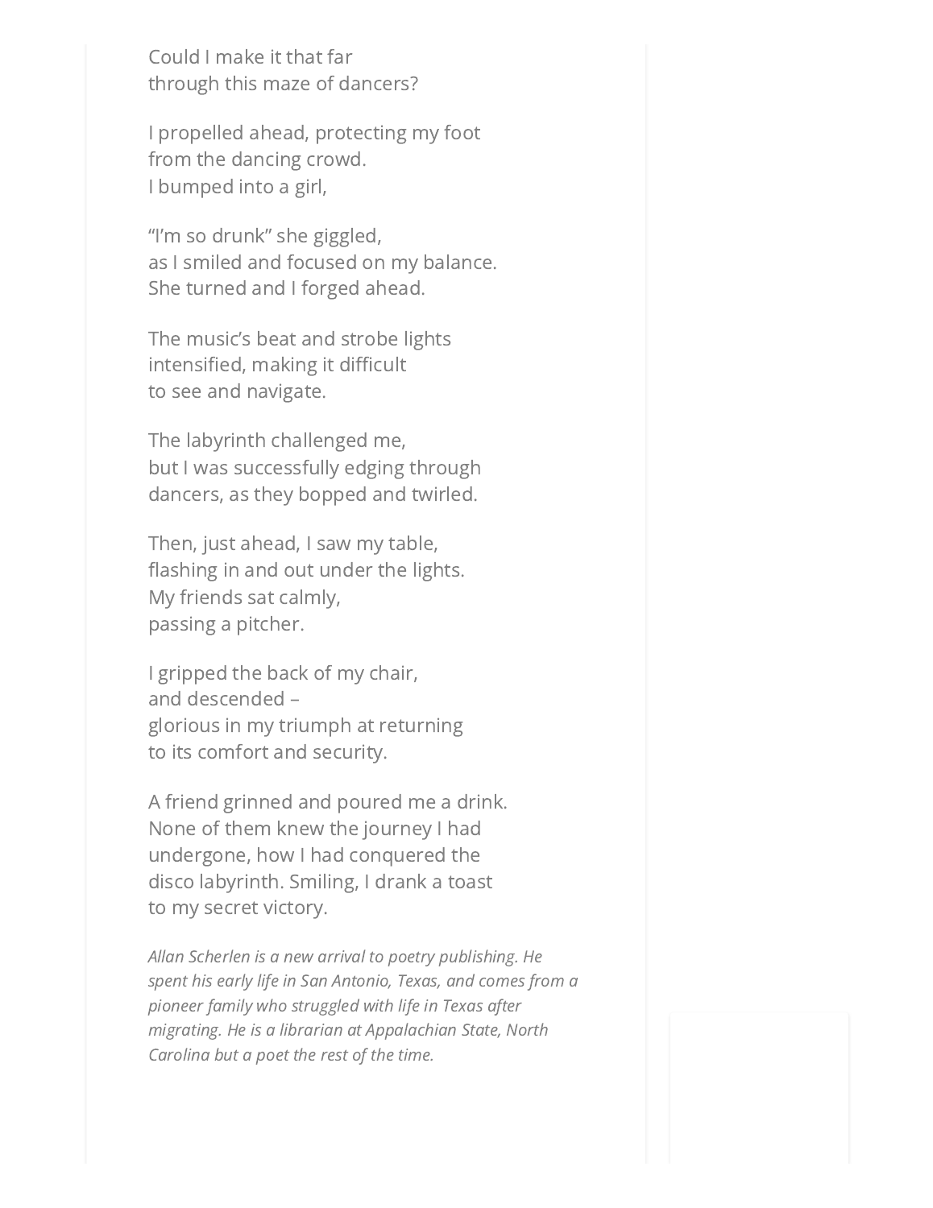Could I make it that far  
through this maze of dancers?

I propelled ahead, protecting my foot  
from the dancing crowd.  
I bumped into a girl,

"I'm so drunk" she giggled,  
as I smiled and focused on my balance.  
She turned and I forged ahead.

The music's beat and strobe lights  
intensified, making it difficult  
to see and navigate.

The labyrinth challenged me,  
but I was successfully edging through  
dancers, as they bopped and twirled.

Then, just ahead, I saw my table,  
flashing in and out under the lights.  
My friends sat calmly,  
passing a pitcher.

I gripped the back of my chair,  
and descended –  
glorious in my triumph at returning  
to its comfort and security.

A friend grinned and poured me a drink.  
None of them knew the journey I had  
undergone, how I had conquered the  
disco labyrinth. Smiling, I drank a toast  
to my secret victory.

*Allan Scherlen is a new arrival to poetry publishing. He spent his early life in San Antonio, Texas, and comes from a pioneer family who struggled with life in Texas after migrating. He is a librarian at Appalachian State, North Carolina but a poet the rest of the time.*